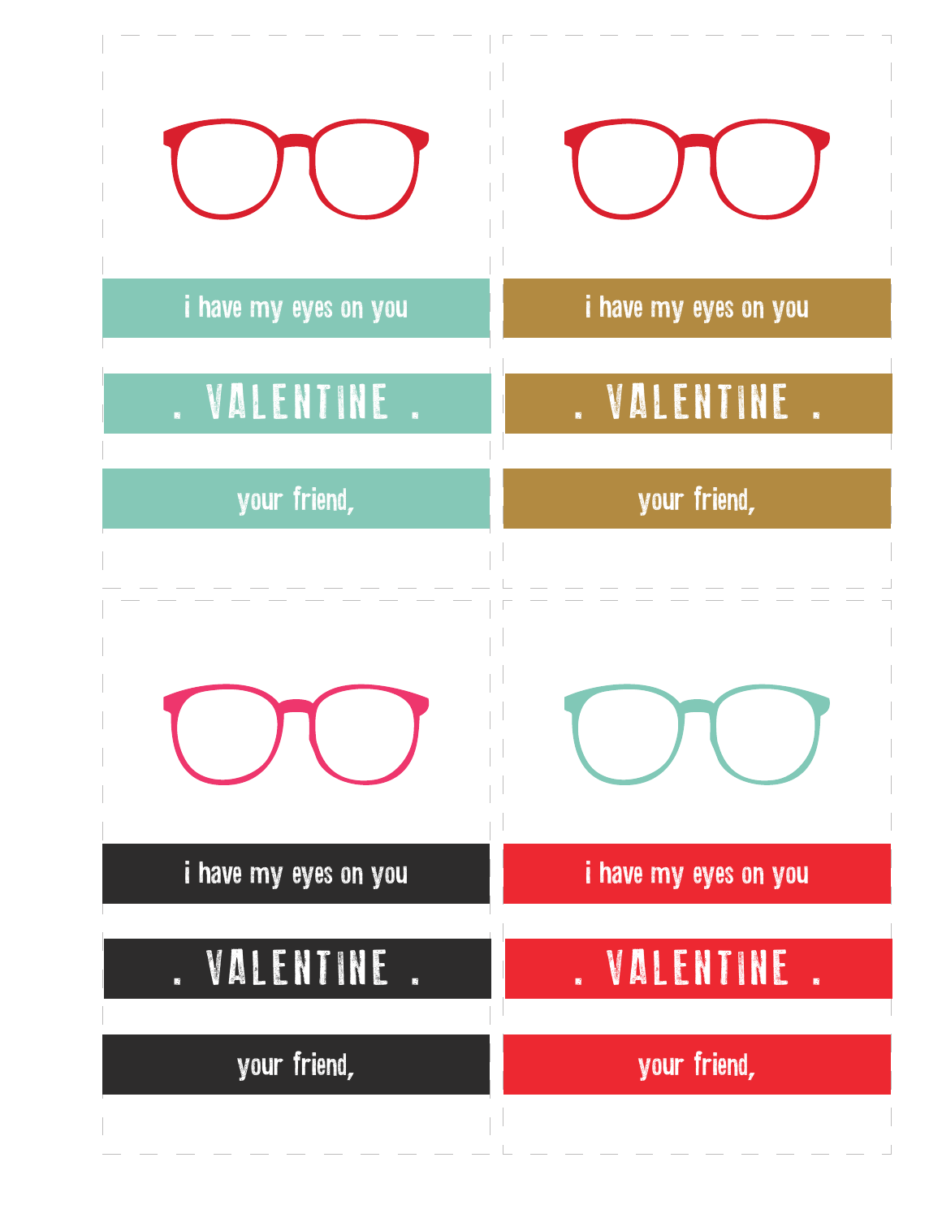i have my eyes on you

. VALENTINE .

your friend,

i have my eyes on you

. VALENTINE .

your friend,

i have my eyes on you

. VALENTINE .

your friend,

i have my eyes on you

. VALENTINE .

your friend,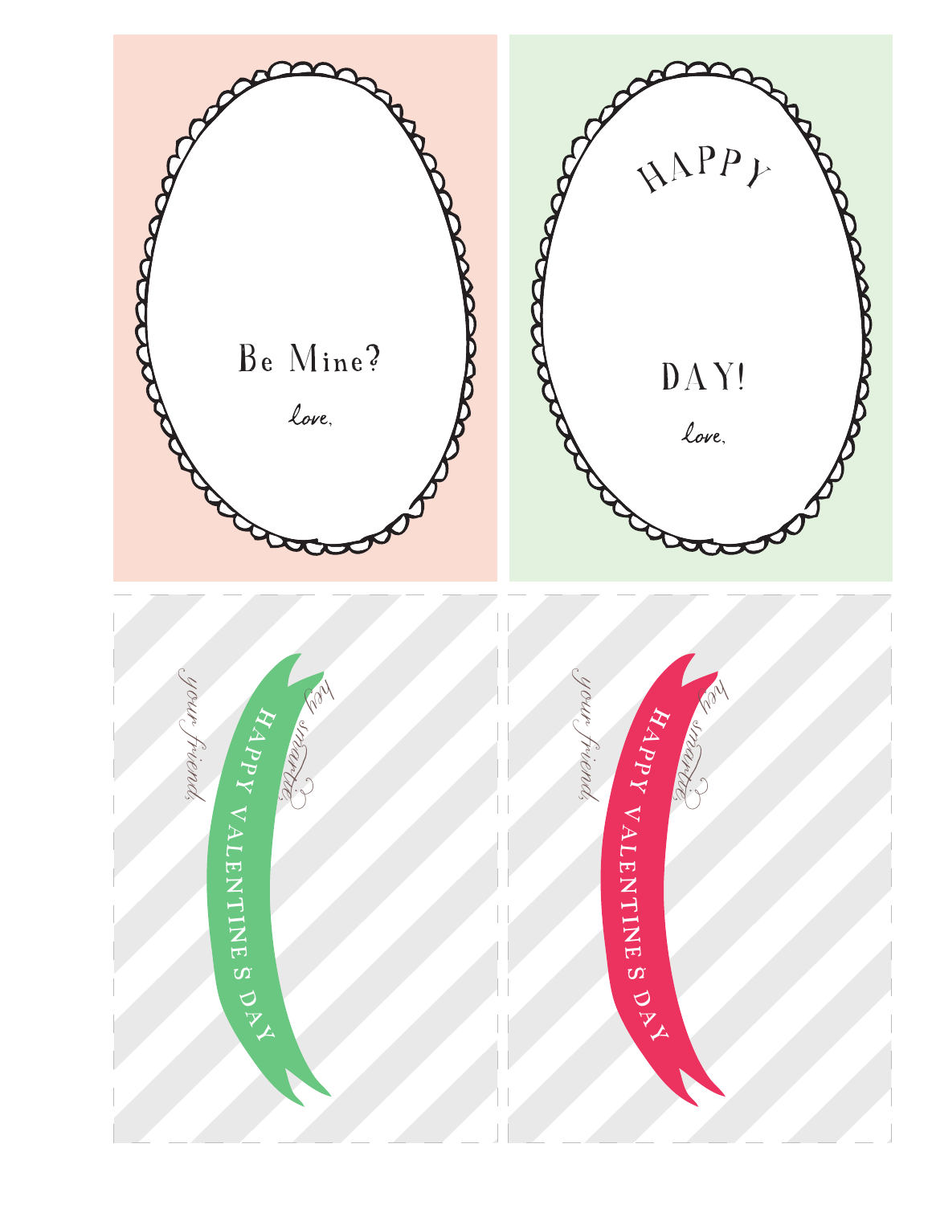Be Mine?

love,

HAPPY

DAY!

love,

your friend,

HAPPY VALENTINE'S DAY

hey smartie,

your friend,

HAPPY VALENTINE'S DAY

hey smartie,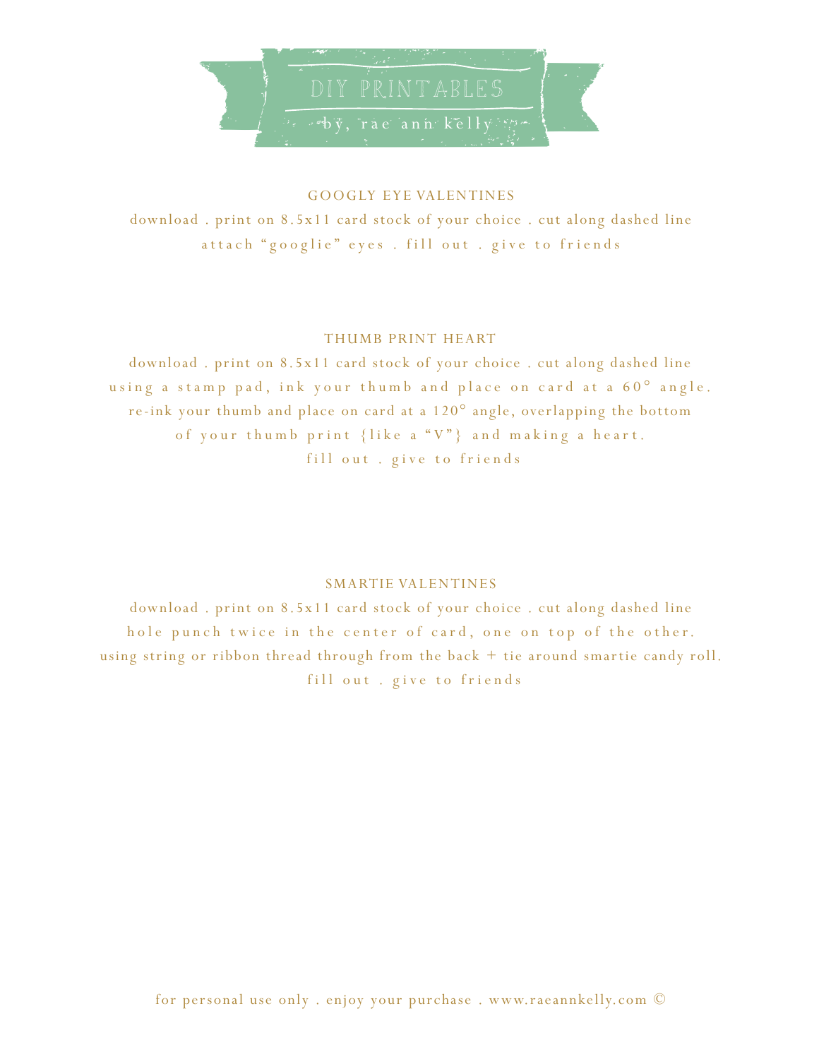# DIY PRINTABLES

by, rae ann kelly

## GOOGLY EYE VALENTINES

download . print on 8.5x11 card stock of your choice . cut along dashed line
attach "googlie" eyes . fill out . give to friends

## THUMB PRINT HEART

download . print on 8.5x11 card stock of your choice . cut along dashed line
using a stamp pad, ink your thumb and place on card at a 60° angle.
re-ink your thumb and place on card at a 120° angle, overlapping the bottom
of your thumb print {like a "V"} and making a heart.
fill out . give to friends

## SMARTIE VALENTINES

download . print on 8.5x11 card stock of your choice . cut along dashed line
hole punch twice in the center of card, one on top of the other.
using string or ribbon thread through from the back + tie around smartie candy roll.
fill out . give to friends

for personal use only . enjoy your purchase . www.raeannkelly.com ©